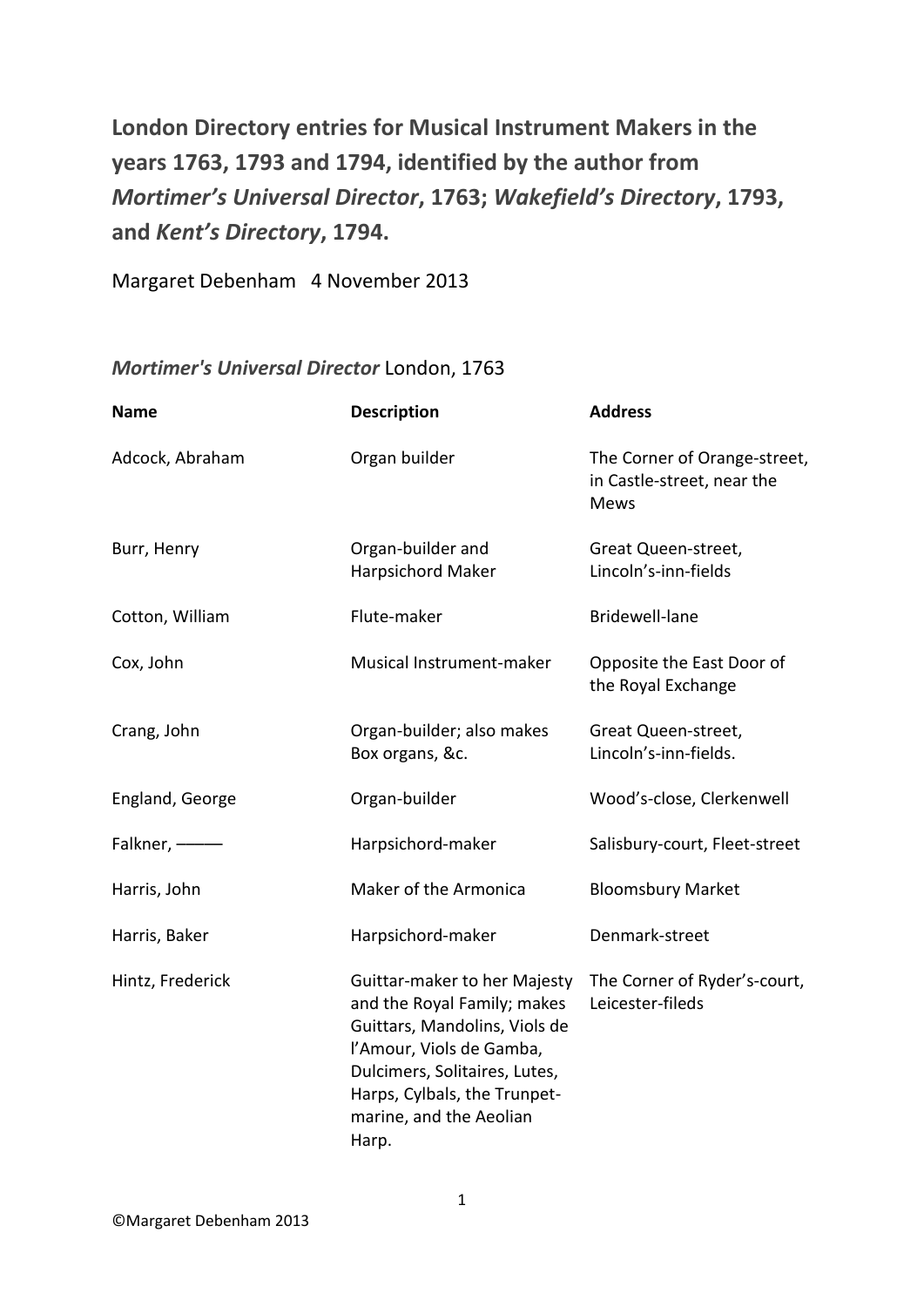**London Directory entries for Musical Instrument Makers in the years 1763, 1793 and 1794, identified by the author from *Mortimer's Universal Director*, 1763; *Wakefield's Directory*, 1793, and *Kent's Directory*, 1794.**

Margaret Debenham 4 November 2013

## *Mortimer's Universal Director* London, 1763

| Name | Description | Address |
|---|---|---|
| Adcock, Abraham | Organ builder | The Corner of Orange-street, in Castle-street, near the Mews |
| Burr, Henry | Organ-builder and Harpsichord Maker | Great Queen-street, Lincoln's-inn-fields |
| Cotton, William | Flute-maker | Bridewell-lane |
| Cox, John | Musical Instrument-maker | Opposite the East Door of the Royal Exchange |
| Crang, John | Organ-builder; also makes Box organs, &c. | Great Queen-street, Lincoln's-inn-fields. |
| England, George | Organ-builder | Wood's-close, Clerkenwell |
| Falkner, ——— | Harpsichord-maker | Salisbury-court, Fleet-street |
| Harris, John | Maker of the Armonica | Bloomsbury Market |
| Harris, Baker | Harpsichord-maker | Denmark-street |
| Hintz, Frederick | Guittar-maker to her Majesty and the Royal Family; makes Guittars, Mandolins, Viols de l'Amour, Viols de Gamba, Dulcimers, Solitaires, Lutes, Harps, Cylbals, the Trunpet-marine, and the Aeolian Harp. | The Corner of Ryder's-court, Leicester-fileds |

©Margaret Debenham 2013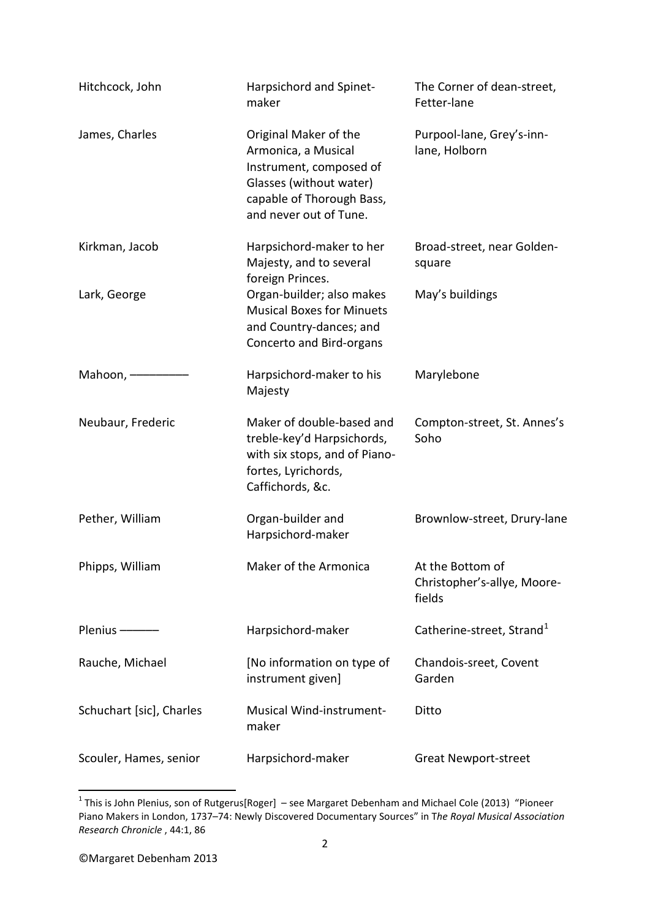| | | |
|---|---|---|
| Hitchcock, John | Harpsichord and Spinet-maker | The Corner of dean-street, Fetter-lane |
| James, Charles | Original Maker of the Armonica, a Musical Instrument, composed of Glasses (without water) capable of Thorough Bass, and never out of Tune. | Purpool-lane, Grey's-inn-lane, Holborn |
| Kirkman, Jacob | Harpsichord-maker to her Majesty, and to several foreign Princes. | Broad-street, near Golden-square |
| Lark, George | Organ-builder; also makes Musical Boxes for Minuets and Country-dances; and Concerto and Bird-organs | May's buildings |
| Mahoon, ———— | Harpsichord-maker to his Majesty | Marylebone |
| Neubaur, Frederic | Maker of double-based and treble-key'd Harpsichords, with six stops, and of Piano-fortes, Lyrichords, Caffichords, &c. | Compton-street, St. Annes's Soho |
| Pether, William | Organ-builder and Harpsichord-maker | Brownlow-street, Drury-lane |
| Phipps, William | Maker of the Armonica | At the Bottom of Christopher's-allye, Moore-fields |
| Plenius ——— | Harpsichord-maker | Catherine-street, Strand[1] |
| Rauche, Michael | [No information on type of instrument given] | Chandois-sreet, Covent Garden |
| Schuchart [sic], Charles | Musical Wind-instrument-maker | Ditto |
| Scouler, Hames, senior | Harpsichord-maker | Great Newport-street |

[1] This is John Plenius, son of Rutgerus[Roger] – see Margaret Debenham and Michael Cole (2013) "Pioneer Piano Makers in London, 1737–74: Newly Discovered Documentary Sources" in T*he Royal Musical Association Research Chronicle* , 44:1, 86

©Margaret Debenham 2013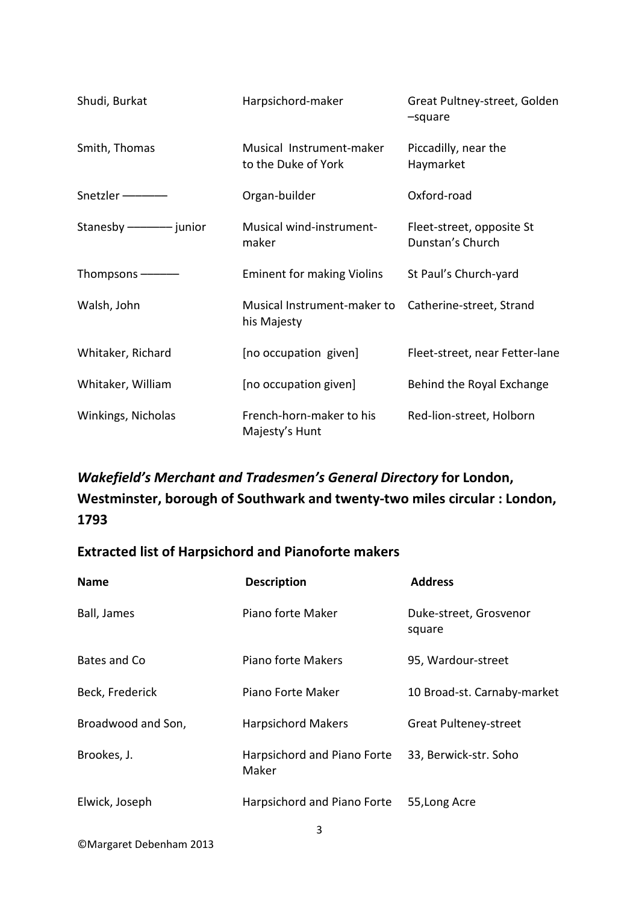| | | |
|---|---|---|
| Shudi, Burkat | Harpsichord-maker | Great Pultney-street, Golden –square |
| Smith, Thomas | Musical Instrument-maker to the Duke of York | Piccadilly, near the Haymarket |
| Snetzler ——— | Organ-builder | Oxford-road |
| Stanesby ——— junior | Musical wind-instrument-maker | Fleet-street, opposite St Dunstan's Church |
| Thompsons ——— | Eminent for making Violins | St Paul's Church-yard |
| Walsh, John | Musical Instrument-maker to his Majesty | Catherine-street, Strand |
| Whitaker, Richard | [no occupation given] | Fleet-street, near Fetter-lane |
| Whitaker, William | [no occupation given] | Behind the Royal Exchange |
| Winkings, Nicholas | French-horn-maker to his Majesty's Hunt | Red-lion-street, Holborn |

## *Wakefield's Merchant and Tradesmen's General Directory* for London, Westminster, borough of Southwark and twenty-two miles circular : London, 1793

## Extracted list of Harpsichord and Pianoforte makers

| Name | Description | Address |
|---|---|---|
| Ball, James | Piano forte Maker | Duke-street, Grosvenor square |
| Bates and Co | Piano forte Makers | 95, Wardour-street |
| Beck, Frederick | Piano Forte Maker | 10 Broad-st. Carnaby-market |
| Broadwood and Son, | Harpsichord Makers | Great Pulteney-street |
| Brookes, J. | Harpsichord and Piano Forte Maker | 33, Berwick-str. Soho |
| Elwick, Joseph | Harpsichord and Piano Forte | 55,Long Acre |

©Margaret Debenham 2013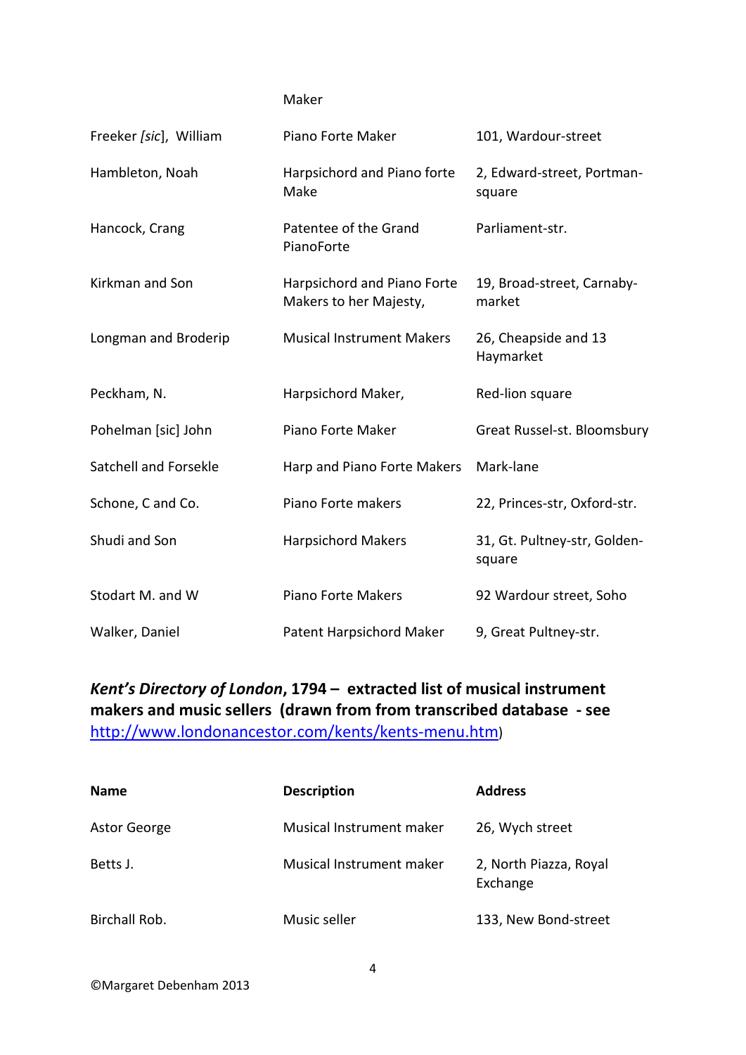| | Maker | |
|---|---|---|
| Freeker [sic], William | Piano Forte Maker | 101, Wardour-street |
| Hambleton, Noah | Harpsichord and Piano forte Make | 2, Edward-street, Portman-square |
| Hancock, Crang | Patentee of the Grand PianoForte | Parliament-str. |
| Kirkman and Son | Harpsichord and Piano Forte Makers to her Majesty, | 19, Broad-street, Carnaby-market |
| Longman and Broderip | Musical Instrument Makers | 26, Cheapside and 13 Haymarket |
| Peckham, N. | Harpsichord Maker, | Red-lion square |
| Pohelman [sic] John | Piano Forte Maker | Great Russel-st. Bloomsbury |
| Satchell and Forsekle | Harp and Piano Forte Makers | Mark-lane |
| Schone, C and Co. | Piano Forte makers | 22, Princes-str, Oxford-str. |
| Shudi and Son | Harpsichord Makers | 31, Gt. Pultney-str, Golden-square |
| Stodart M. and W | Piano Forte Makers | 92 Wardour street, Soho |
| Walker, Daniel | Patent Harpsichord Maker | 9, Great Pultney-str. |

**_Kent's Directory of London_, 1794 – extracted list of musical instrument makers and music sellers (drawn from from transcribed database - see** http://www.londonancestor.com/kents/kents-menu.htm)

| **Name** | **Description** | **Address** |
|---|---|---|
| Astor George | Musical Instrument maker | 26, Wych street |
| Betts J. | Musical Instrument maker | 2, North Piazza, Royal Exchange |
| Birchall Rob. | Music seller | 133, New Bond-street |

©Margaret Debenham 2013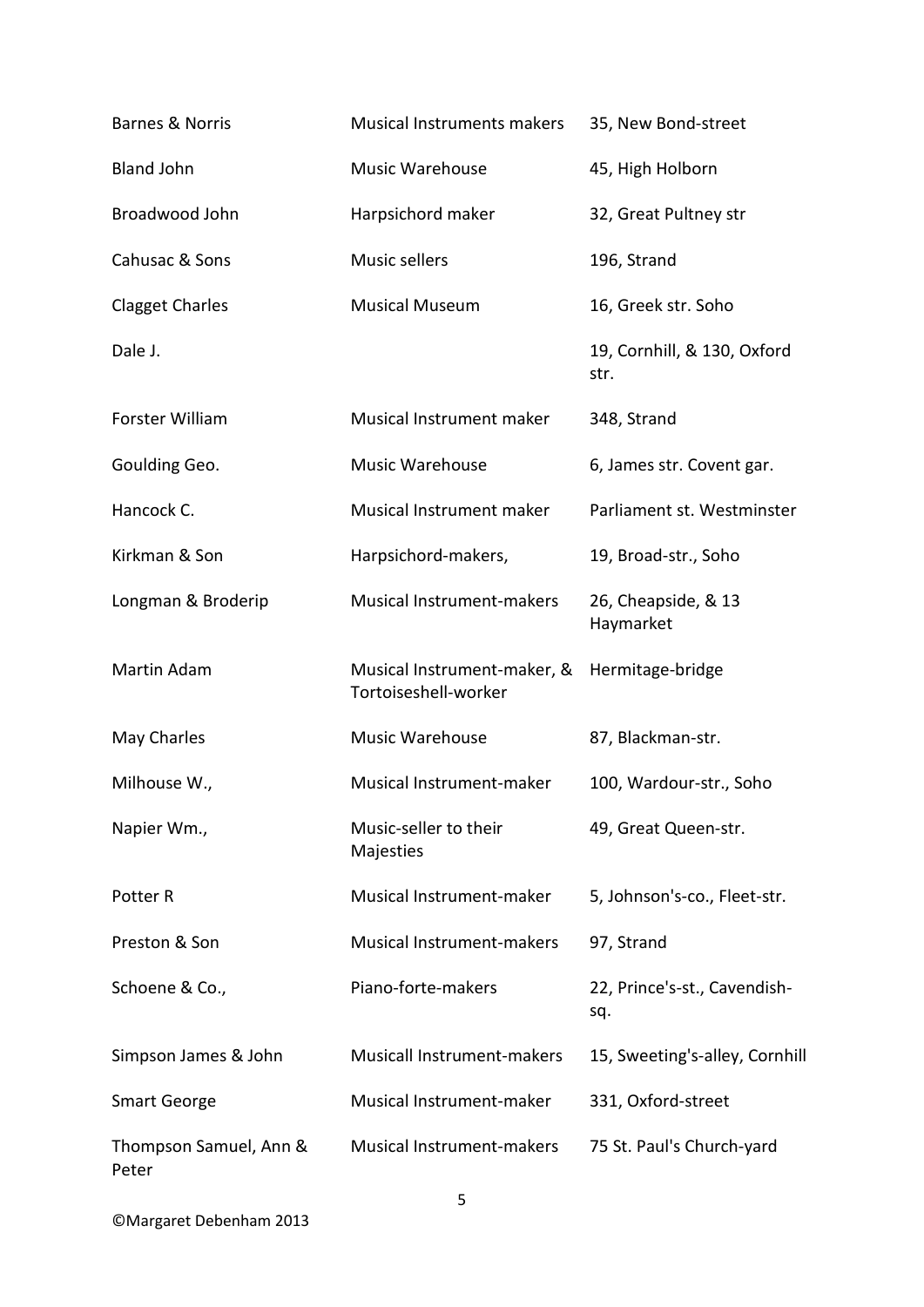| | | |
|---|---|---|
| Barnes & Norris | Musical Instruments makers | 35, New Bond-street |
| Bland John | Music Warehouse | 45, High Holborn |
| Broadwood John | Harpsichord maker | 32, Great Pultney str |
| Cahusac & Sons | Music sellers | 196, Strand |
| Clagget Charles | Musical Museum | 16, Greek str. Soho |
| Dale J. | | 19, Cornhill, & 130, Oxford str. |
| Forster William | Musical Instrument maker | 348, Strand |
| Goulding Geo. | Music Warehouse | 6, James str. Covent gar. |
| Hancock C. | Musical Instrument maker | Parliament st. Westminster |
| Kirkman & Son | Harpsichord-makers, | 19, Broad-str., Soho |
| Longman & Broderip | Musical Instrument-makers | 26, Cheapside, & 13 Haymarket |
| Martin Adam | Musical Instrument-maker, & Tortoiseshell-worker | Hermitage-bridge |
| May Charles | Music Warehouse | 87, Blackman-str. |
| Milhouse W., | Musical Instrument-maker | 100, Wardour-str., Soho |
| Napier Wm., | Music-seller to their Majesties | 49, Great Queen-str. |
| Potter R | Musical Instrument-maker | 5, Johnson's-co., Fleet-str. |
| Preston & Son | Musical Instrument-makers | 97, Strand |
| Schoene & Co., | Piano-forte-makers | 22, Prince's-st., Cavendish-sq. |
| Simpson James & John | Musicall Instrument-makers | 15, Sweeting's-alley, Cornhill |
| Smart George | Musical Instrument-maker | 331, Oxford-street |
| Thompson Samuel, Ann & Peter | Musical Instrument-makers | 75 St. Paul's Church-yard |

©Margaret Debenham 2013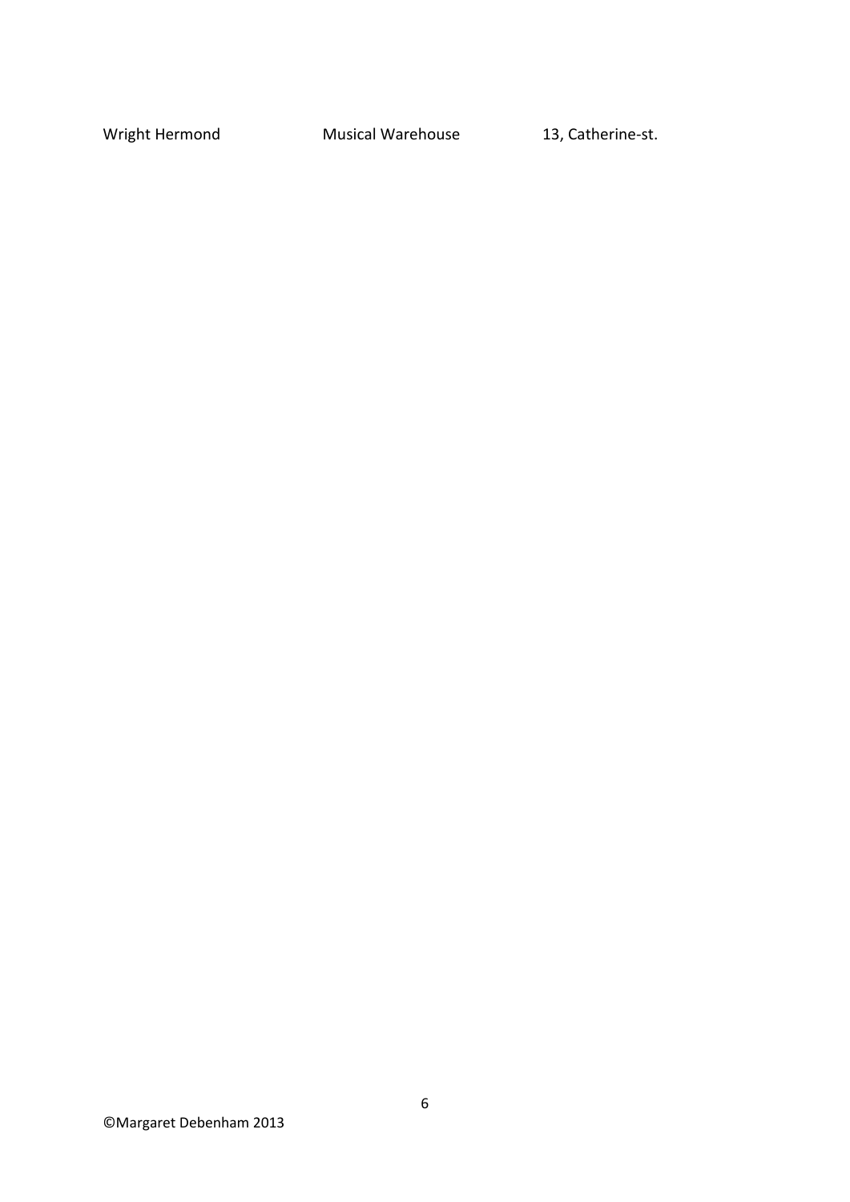| | | |
|---|---|---|
| Wright Hermond | Musical Warehouse | 13, Catherine-st. |

©Margaret Debenham 2013